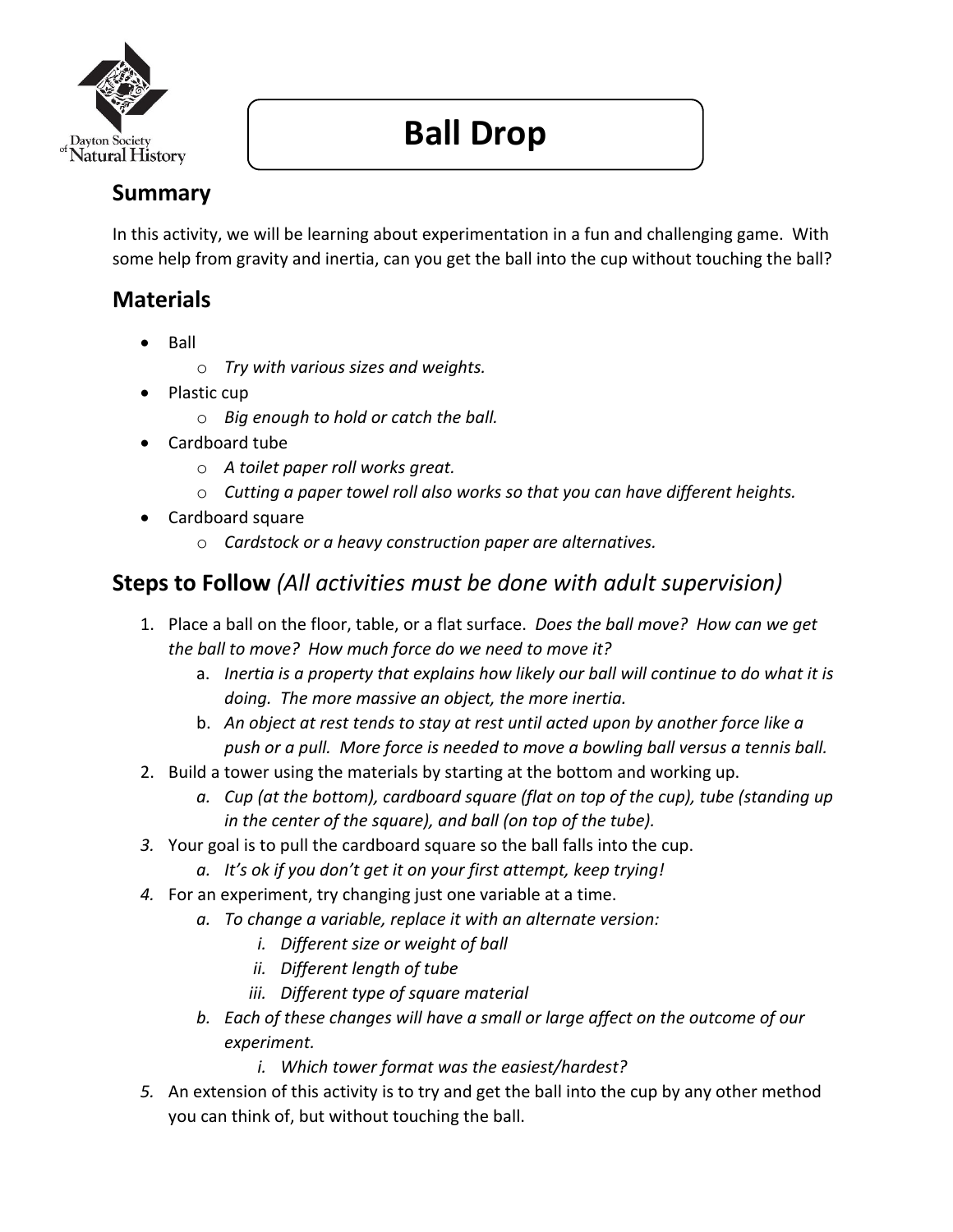Dayton Society of Natural History

# Ball Drop

## Summary

In this activity, we will be learning about experimentation in a fun and challenging game. With some help from gravity and inertia, can you get the ball into the cup without touching the ball?

## Materials

- Ball
  - *Try with various sizes and weights.*
- Plastic cup
  - *Big enough to hold or catch the ball.*
- Cardboard tube
  - *A toilet paper roll works great.*
  - *Cutting a paper towel roll also works so that you can have different heights.*
- Cardboard square
  - *Cardstock or a heavy construction paper are alternatives.*

## Steps to Follow *(All activities must be done with adult supervision)*

1. Place a ball on the floor, table, or a flat surface. *Does the ball move? How can we get the ball to move? How much force do we need to move it?*
   a. *Inertia is a property that explains how likely our ball will continue to do what it is doing. The more massive an object, the more inertia.*
   b. *An object at rest tends to stay at rest until acted upon by another force like a push or a pull. More force is needed to move a bowling ball versus a tennis ball.*
2. Build a tower using the materials by starting at the bottom and working up.
   a. *Cup (at the bottom), cardboard square (flat on top of the cup), tube (standing up in the center of the square), and ball (on top of the tube).*
3. Your goal is to pull the cardboard square so the ball falls into the cup.
   a. *It's ok if you don't get it on your first attempt, keep trying!*
4. For an experiment, try changing just one variable at a time.
   a. *To change a variable, replace it with an alternate version:*
      i. *Different size or weight of ball*
      ii. *Different length of tube*
      iii. *Different type of square material*
   b. *Each of these changes will have a small or large affect on the outcome of our experiment.*
      i. *Which tower format was the easiest/hardest?*
5. An extension of this activity is to try and get the ball into the cup by any other method you can think of, but without touching the ball.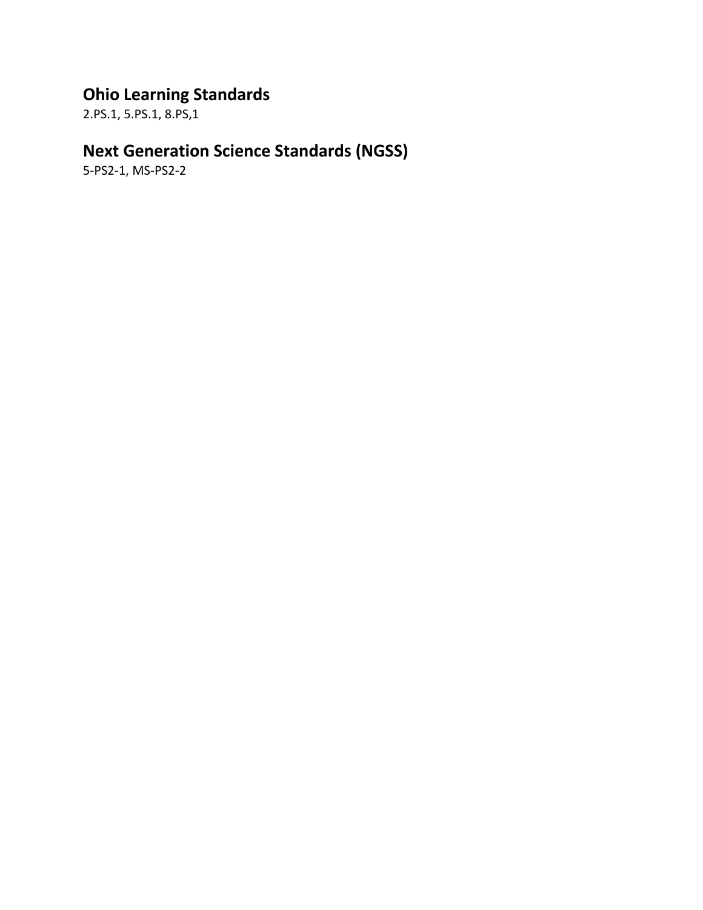## Ohio Learning Standards

2.PS.1, 5.PS.1, 8.PS,1

## Next Generation Science Standards (NGSS)

5-PS2-1, MS-PS2-2